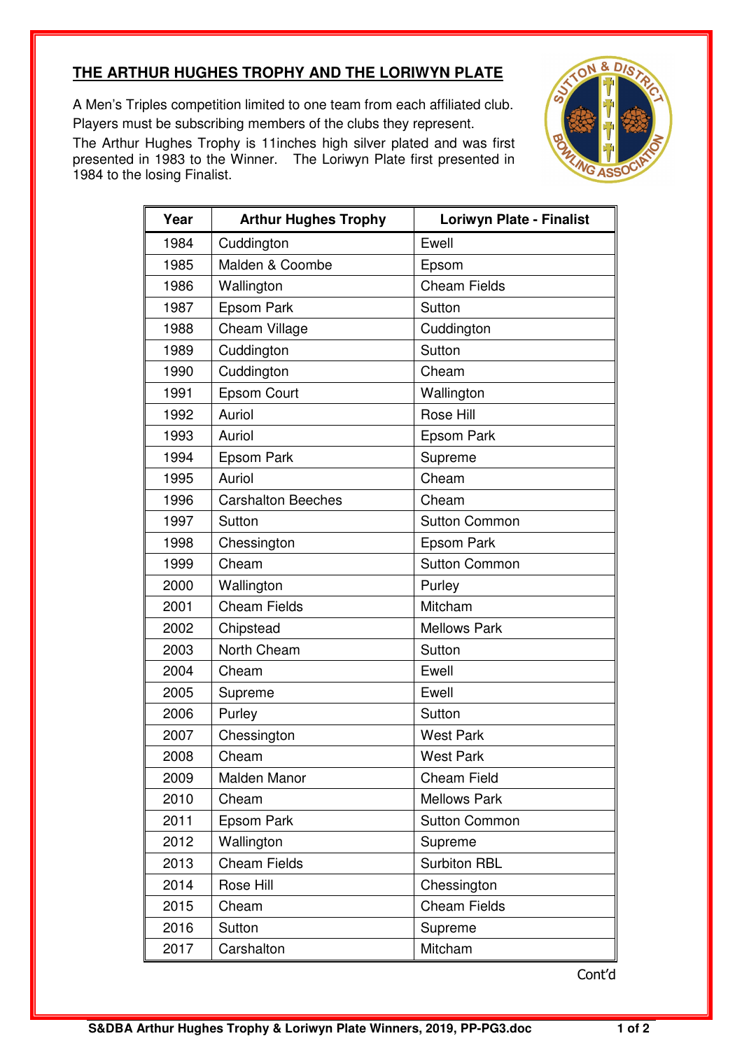## THE ARTHUR HUGHES TROPHY AND THE LORIWYN PLATE

A Men's Triples competition limited to one team from each affiliated club. Players must be subscribing members of the clubs they represent.

The Arthur Hughes Trophy is 11inches high silver plated and was first presented in 1983 to the Winner. The Loriwyn Plate first presented in 1984 to the losing Finalist.

| Year | Arthur Hughes Trophy | Loriwyn Plate - Finalist |
|---|---|---|
| 1984 | Cuddington | Ewell |
| 1985 | Malden & Coombe | Epsom |
| 1986 | Wallington | Cheam Fields |
| 1987 | Epsom Park | Sutton |
| 1988 | Cheam Village | Cuddington |
| 1989 | Cuddington | Sutton |
| 1990 | Cuddington | Cheam |
| 1991 | Epsom Court | Wallington |
| 1992 | Auriol | Rose Hill |
| 1993 | Auriol | Epsom Park |
| 1994 | Epsom Park | Supreme |
| 1995 | Auriol | Cheam |
| 1996 | Carshalton Beeches | Cheam |
| 1997 | Sutton | Sutton Common |
| 1998 | Chessington | Epsom Park |
| 1999 | Cheam | Sutton Common |
| 2000 | Wallington | Purley |
| 2001 | Cheam Fields | Mitcham |
| 2002 | Chipstead | Mellows Park |
| 2003 | North Cheam | Sutton |
| 2004 | Cheam | Ewell |
| 2005 | Supreme | Ewell |
| 2006 | Purley | Sutton |
| 2007 | Chessington | West Park |
| 2008 | Cheam | West Park |
| 2009 | Malden Manor | Cheam Field |
| 2010 | Cheam | Mellows Park |
| 2011 | Epsom Park | Sutton Common |
| 2012 | Wallington | Supreme |
| 2013 | Cheam Fields | Surbiton RBL |
| 2014 | Rose Hill | Chessington |
| 2015 | Cheam | Cheam Fields |
| 2016 | Sutton | Supreme |
| 2017 | Carshalton | Mitcham |

Cont'd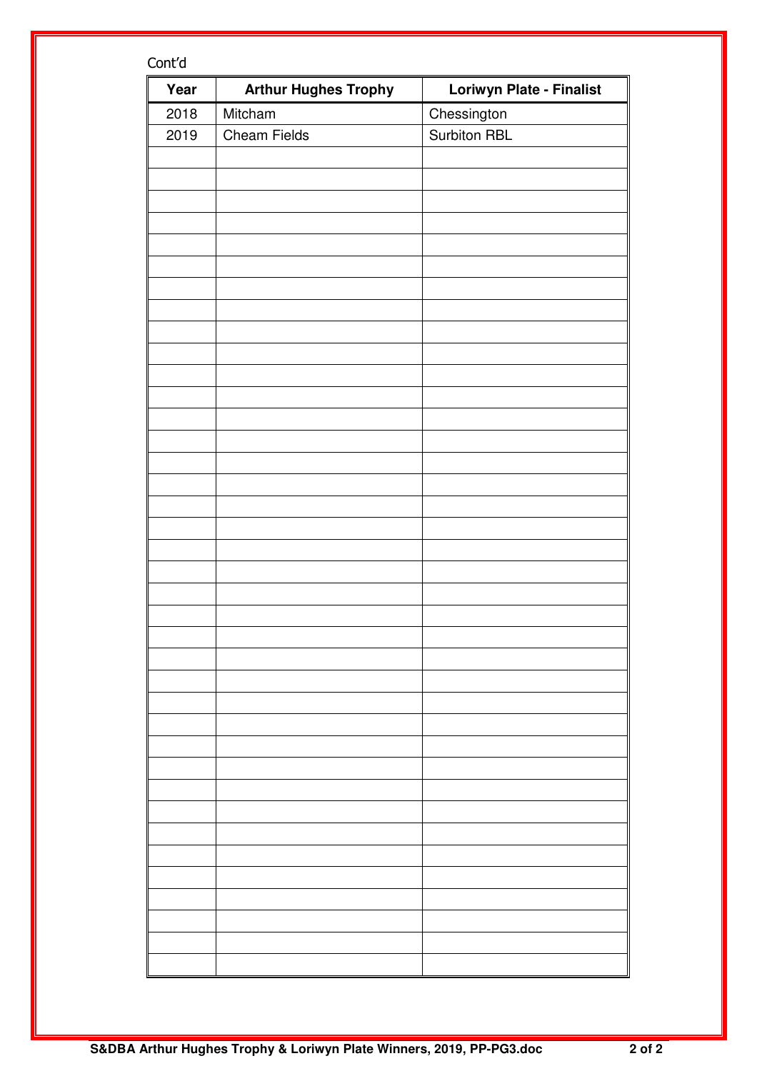Cont'd

| Year | Arthur Hughes Trophy | Loriwyn Plate - Finalist |
|---|---|---|
| 2018 | Mitcham | Chessington |
| 2019 | Cheam Fields | Surbiton RBL |